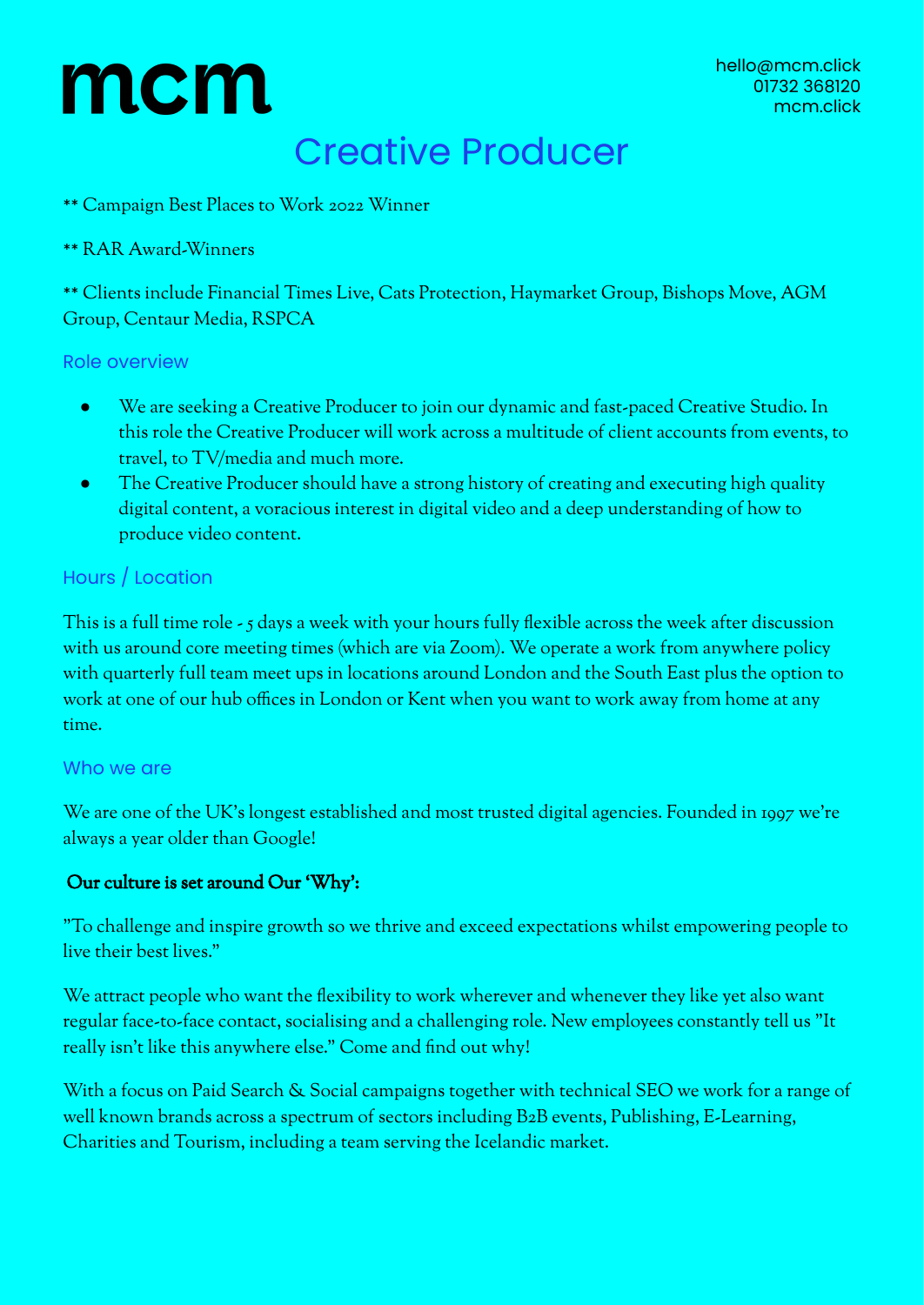mcm

hello@mcm.click
01732 368120
mcm.click

# Creative Producer

** Campaign Best Places to Work 2022 Winner

** RAR Award-Winners

** Clients include Financial Times Live, Cats Protection, Haymarket Group, Bishops Move, AGM Group, Centaur Media, RSPCA

## Role overview

- We are seeking a Creative Producer to join our dynamic and fast-paced Creative Studio. In this role the Creative Producer will work across a multitude of client accounts from events, to travel, to TV/media and much more.
- The Creative Producer should have a strong history of creating and executing high quality digital content, a voracious interest in digital video and a deep understanding of how to produce video content.

## Hours / Location

This is a full time role - 5 days a week with your hours fully flexible across the week after discussion with us around core meeting times (which are via Zoom). We operate a work from anywhere policy with quarterly full team meet ups in locations around London and the South East plus the option to work at one of our hub offices in London or Kent when you want to work away from home at any time.

## Who we are

We are one of the UK's longest established and most trusted digital agencies. Founded in 1997 we're always a year older than Google!

**Our culture is set around Our 'Why':**

"To challenge and inspire growth so we thrive and exceed expectations whilst empowering people to live their best lives."

We attract people who want the flexibility to work wherever and whenever they like yet also want regular face-to-face contact, socialising and a challenging role. New employees constantly tell us "It really isn't like this anywhere else." Come and find out why!

With a focus on Paid Search & Social campaigns together with technical SEO we work for a range of well known brands across a spectrum of sectors including B2B events, Publishing, E-Learning, Charities and Tourism, including a team serving the Icelandic market.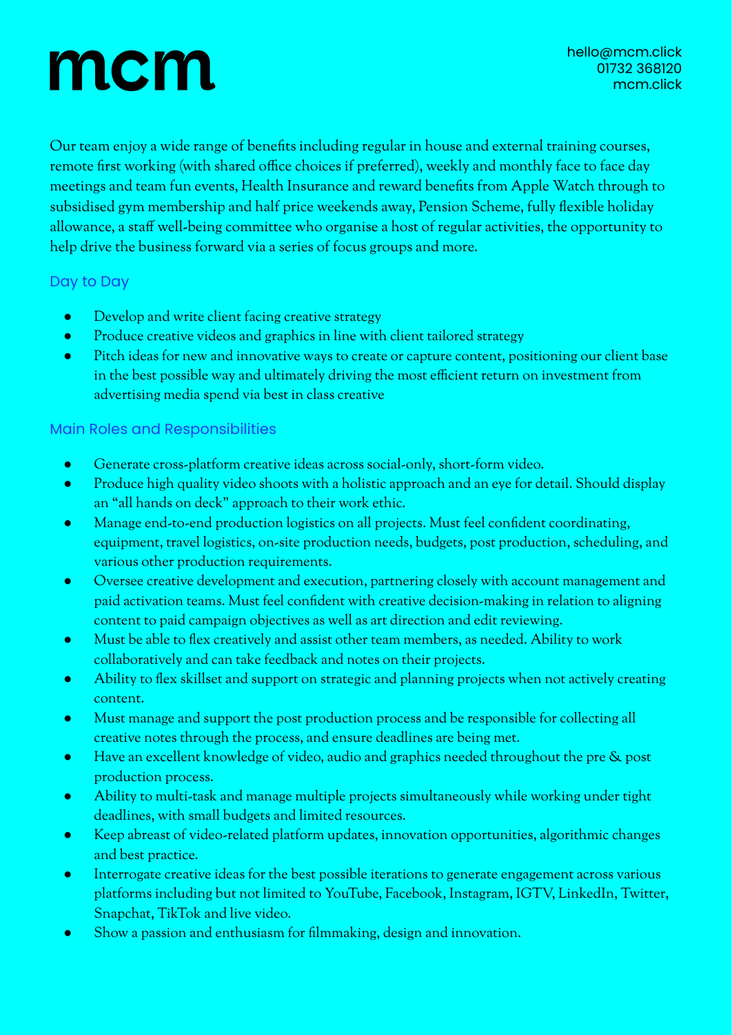# mcm

hello@mcm.click
01732 368120
mcm.click

Our team enjoy a wide range of benefits including regular in house and external training courses, remote first working (with shared office choices if preferred), weekly and monthly face to face day meetings and team fun events, Health Insurance and reward benefits from Apple Watch through to subsidised gym membership and half price weekends away, Pension Scheme, fully flexible holiday allowance, a staff well-being committee who organise a host of regular activities, the opportunity to help drive the business forward via a series of focus groups and more.

## Day to Day

- Develop and write client facing creative strategy
- Produce creative videos and graphics in line with client tailored strategy
- Pitch ideas for new and innovative ways to create or capture content, positioning our client base in the best possible way and ultimately driving the most efficient return on investment from advertising media spend via best in class creative

## Main Roles and Responsibilities

- Generate cross-platform creative ideas across social-only, short-form video.
- Produce high quality video shoots with a holistic approach and an eye for detail. Should display an "all hands on deck" approach to their work ethic.
- Manage end-to-end production logistics on all projects. Must feel confident coordinating, equipment, travel logistics, on-site production needs, budgets, post production, scheduling, and various other production requirements.
- Oversee creative development and execution, partnering closely with account management and paid activation teams. Must feel confident with creative decision-making in relation to aligning content to paid campaign objectives as well as art direction and edit reviewing.
- Must be able to flex creatively and assist other team members, as needed. Ability to work collaboratively and can take feedback and notes on their projects.
- Ability to flex skillset and support on strategic and planning projects when not actively creating content.
- Must manage and support the post production process and be responsible for collecting all creative notes through the process, and ensure deadlines are being met.
- Have an excellent knowledge of video, audio and graphics needed throughout the pre & post production process.
- Ability to multi-task and manage multiple projects simultaneously while working under tight deadlines, with small budgets and limited resources.
- Keep abreast of video-related platform updates, innovation opportunities, algorithmic changes and best practice.
- Interrogate creative ideas for the best possible iterations to generate engagement across various platforms including but not limited to YouTube, Facebook, Instagram, IGTV, LinkedIn, Twitter, Snapchat, TikTok and live video.
- Show a passion and enthusiasm for filmmaking, design and innovation.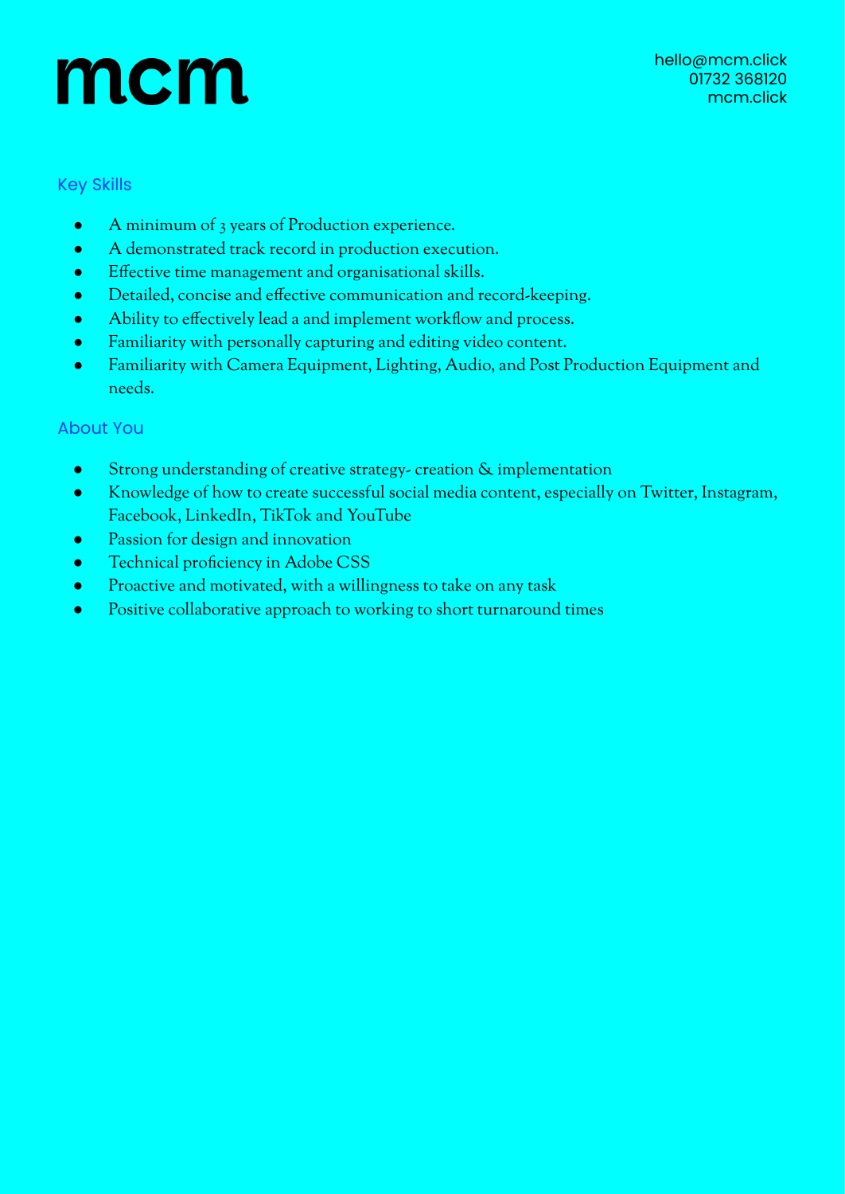mcm

hello@mcm.click
01732 368120
mcm.click

## Key Skills

- A minimum of 3 years of Production experience.
- A demonstrated track record in production execution.
- Effective time management and organisational skills.
- Detailed, concise and effective communication and record-keeping.
- Ability to effectively lead a and implement workflow and process.
- Familiarity with personally capturing and editing video content.
- Familiarity with Camera Equipment, Lighting, Audio, and Post Production Equipment and needs.

## About You

- Strong understanding of creative strategy- creation & implementation
- Knowledge of how to create successful social media content, especially on Twitter, Instagram, Facebook, LinkedIn, TikTok and YouTube
- Passion for design and innovation
- Technical proficiency in Adobe CSS
- Proactive and motivated, with a willingness to take on any task
- Positive collaborative approach to working to short turnaround times